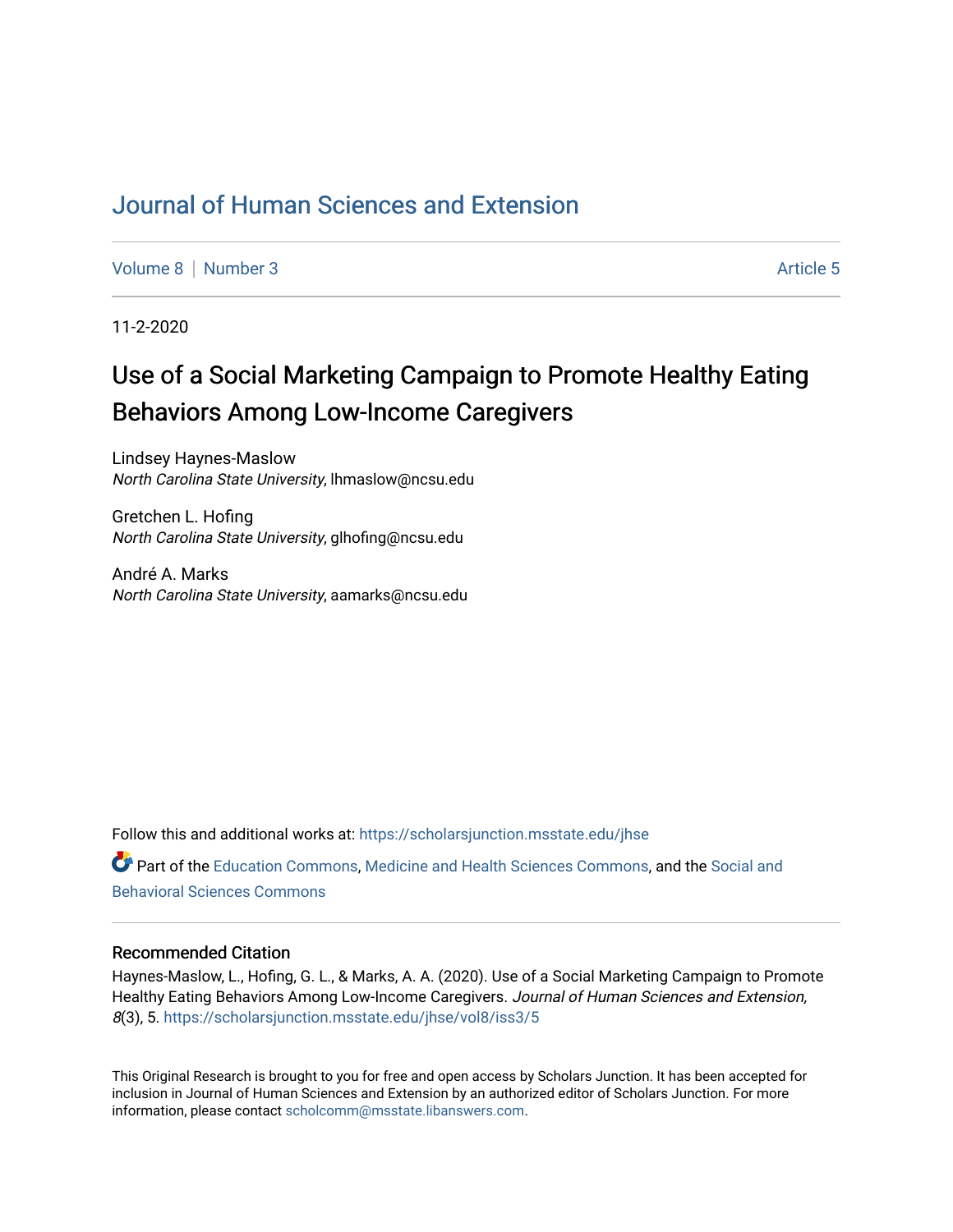# Journal of Human Sciences and Extension

Volume 8 | Number 3 Article 5

11-2-2020

## Use of a Social Marketing Campaign to Promote Healthy Eating Behaviors Among Low-Income Caregivers

Lindsey Haynes-Maslow
*North Carolina State University*, lhmaslow@ncsu.edu

Gretchen L. Hofing
*North Carolina State University*, glhofing@ncsu.edu

André A. Marks
*North Carolina State University*, aamarks@ncsu.edu

Follow this and additional works at: https://scholarsjunction.msstate.edu/jhse

Part of the Education Commons, Medicine and Health Sciences Commons, and the Social and Behavioral Sciences Commons

### Recommended Citation

Haynes-Maslow, L., Hofing, G. L., & Marks, A. A. (2020). Use of a Social Marketing Campaign to Promote Healthy Eating Behaviors Among Low-Income Caregivers. *Journal of Human Sciences and Extension, 8*(3), 5. https://scholarsjunction.msstate.edu/jhse/vol8/iss3/5

This Original Research is brought to you for free and open access by Scholars Junction. It has been accepted for inclusion in Journal of Human Sciences and Extension by an authorized editor of Scholars Junction. For more information, please contact scholcomm@msstate.libanswers.com.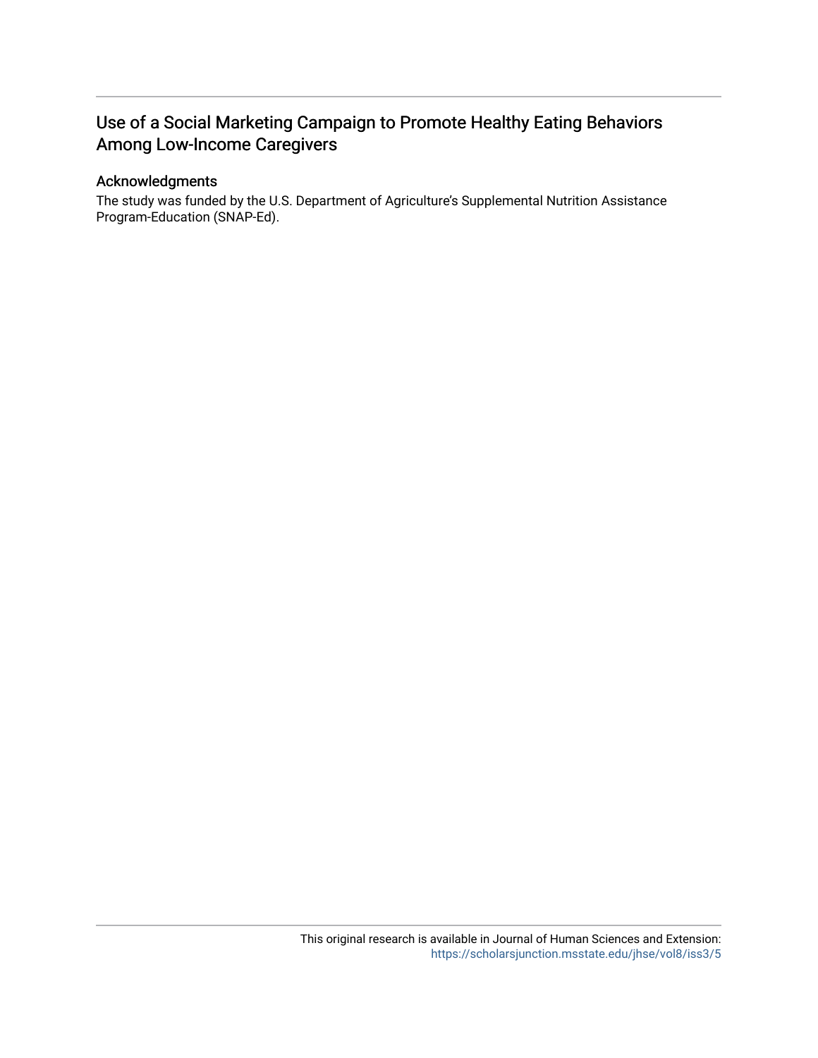# Use of a Social Marketing Campaign to Promote Healthy Eating Behaviors Among Low-Income Caregivers

## Acknowledgments

The study was funded by the U.S. Department of Agriculture's Supplemental Nutrition Assistance Program-Education (SNAP-Ed).

This original research is available in Journal of Human Sciences and Extension: https://scholarsjunction.msstate.edu/jhse/vol8/iss3/5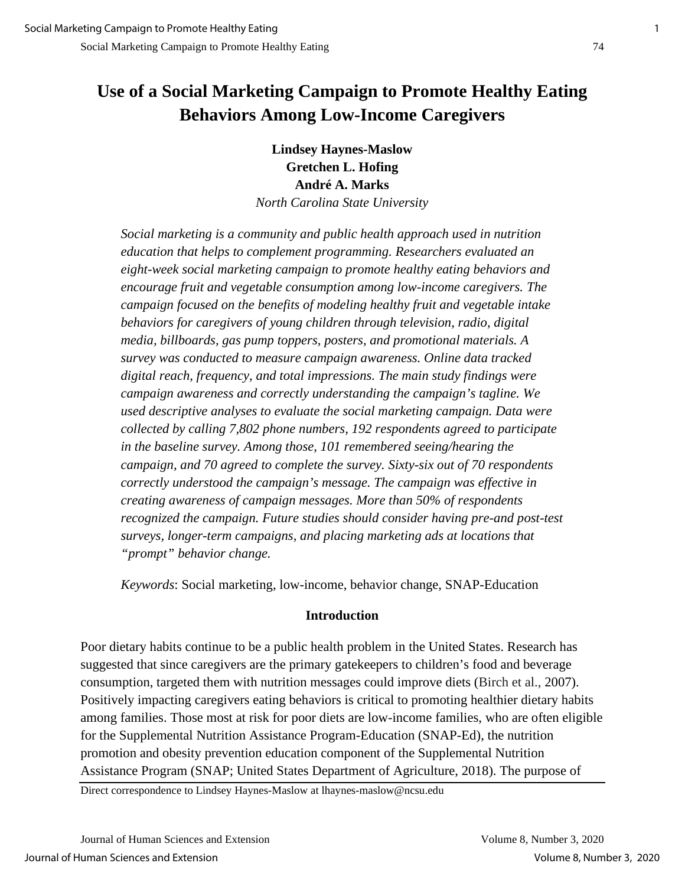# Use of a Social Marketing Campaign to Promote Healthy Eating Behaviors Among Low-Income Caregivers

**Lindsey Haynes-Maslow**
**Gretchen L. Hofing**
**André A. Marks**
*North Carolina State University*

*Social marketing is a community and public health approach used in nutrition education that helps to complement programming. Researchers evaluated an eight-week social marketing campaign to promote healthy eating behaviors and encourage fruit and vegetable consumption among low-income caregivers. The campaign focused on the benefits of modeling healthy fruit and vegetable intake behaviors for caregivers of young children through television, radio, digital media, billboards, gas pump toppers, posters, and promotional materials. A survey was conducted to measure campaign awareness. Online data tracked digital reach, frequency, and total impressions. The main study findings were campaign awareness and correctly understanding the campaign's tagline. We used descriptive analyses to evaluate the social marketing campaign. Data were collected by calling 7,802 phone numbers, 192 respondents agreed to participate in the baseline survey. Among those, 101 remembered seeing/hearing the campaign, and 70 agreed to complete the survey. Sixty-six out of 70 respondents correctly understood the campaign's message. The campaign was effective in creating awareness of campaign messages. More than 50% of respondents recognized the campaign. Future studies should consider having pre-and post-test surveys, longer-term campaigns, and placing marketing ads at locations that "prompt" behavior change.*

*Keywords*: Social marketing, low-income, behavior change, SNAP-Education

## Introduction

Poor dietary habits continue to be a public health problem in the United States. Research has suggested that since caregivers are the primary gatekeepers to children's food and beverage consumption, targeted them with nutrition messages could improve diets (Birch et al., 2007). Positively impacting caregivers eating behaviors is critical to promoting healthier dietary habits among families. Those most at risk for poor diets are low-income families, who are often eligible for the Supplemental Nutrition Assistance Program-Education (SNAP-Ed), the nutrition promotion and obesity prevention education component of the Supplemental Nutrition Assistance Program (SNAP; United States Department of Agriculture, 2018). The purpose of

Direct correspondence to Lindsey Haynes-Maslow at lhaynes-maslow@ncsu.edu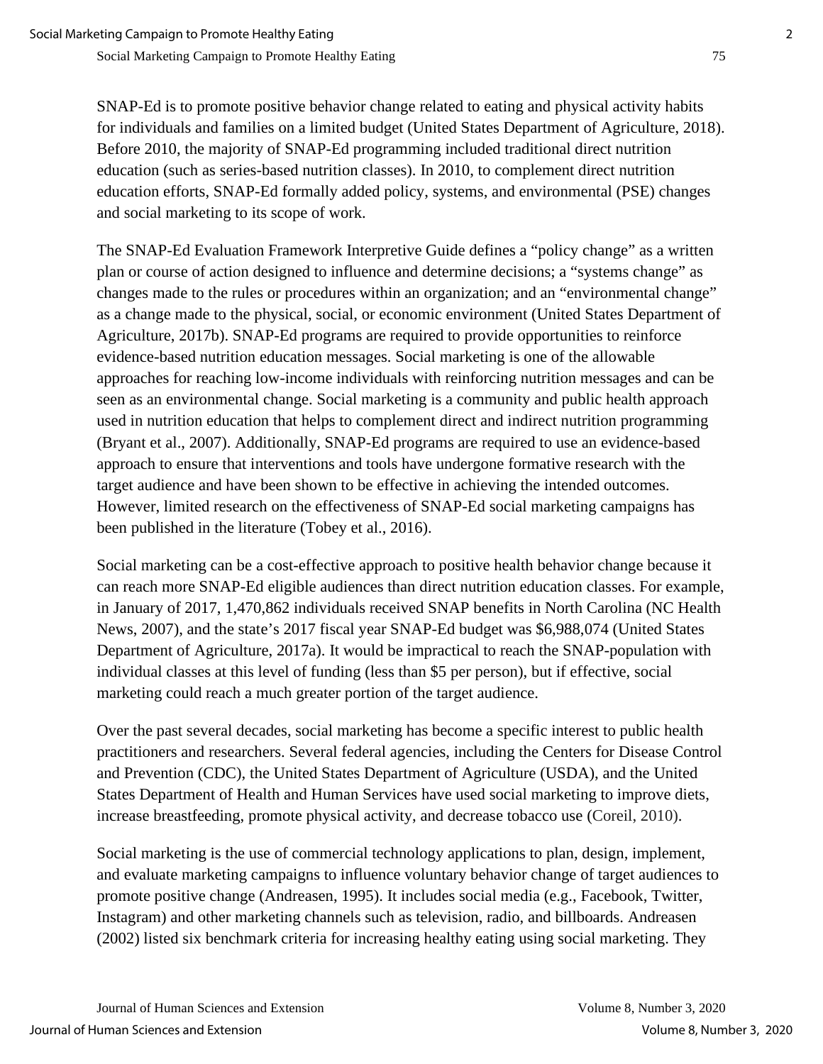SNAP-Ed is to promote positive behavior change related to eating and physical activity habits for individuals and families on a limited budget (United States Department of Agriculture, 2018). Before 2010, the majority of SNAP-Ed programming included traditional direct nutrition education (such as series-based nutrition classes). In 2010, to complement direct nutrition education efforts, SNAP-Ed formally added policy, systems, and environmental (PSE) changes and social marketing to its scope of work.

The SNAP-Ed Evaluation Framework Interpretive Guide defines a "policy change" as a written plan or course of action designed to influence and determine decisions; a "systems change" as changes made to the rules or procedures within an organization; and an "environmental change" as a change made to the physical, social, or economic environment (United States Department of Agriculture, 2017b). SNAP-Ed programs are required to provide opportunities to reinforce evidence-based nutrition education messages. Social marketing is one of the allowable approaches for reaching low-income individuals with reinforcing nutrition messages and can be seen as an environmental change. Social marketing is a community and public health approach used in nutrition education that helps to complement direct and indirect nutrition programming (Bryant et al., 2007). Additionally, SNAP-Ed programs are required to use an evidence-based approach to ensure that interventions and tools have undergone formative research with the target audience and have been shown to be effective in achieving the intended outcomes. However, limited research on the effectiveness of SNAP-Ed social marketing campaigns has been published in the literature (Tobey et al., 2016).

Social marketing can be a cost-effective approach to positive health behavior change because it can reach more SNAP-Ed eligible audiences than direct nutrition education classes. For example, in January of 2017, 1,470,862 individuals received SNAP benefits in North Carolina (NC Health News, 2007), and the state's 2017 fiscal year SNAP-Ed budget was $6,988,074 (United States Department of Agriculture, 2017a). It would be impractical to reach the SNAP-population with individual classes at this level of funding (less than $5 per person), but if effective, social marketing could reach a much greater portion of the target audience.

Over the past several decades, social marketing has become a specific interest to public health practitioners and researchers. Several federal agencies, including the Centers for Disease Control and Prevention (CDC), the United States Department of Agriculture (USDA), and the United States Department of Health and Human Services have used social marketing to improve diets, increase breastfeeding, promote physical activity, and decrease tobacco use (Coreil, 2010).

Social marketing is the use of commercial technology applications to plan, design, implement, and evaluate marketing campaigns to influence voluntary behavior change of target audiences to promote positive change (Andreasen, 1995). It includes social media (e.g., Facebook, Twitter, Instagram) and other marketing channels such as television, radio, and billboards. Andreasen (2002) listed six benchmark criteria for increasing healthy eating using social marketing. They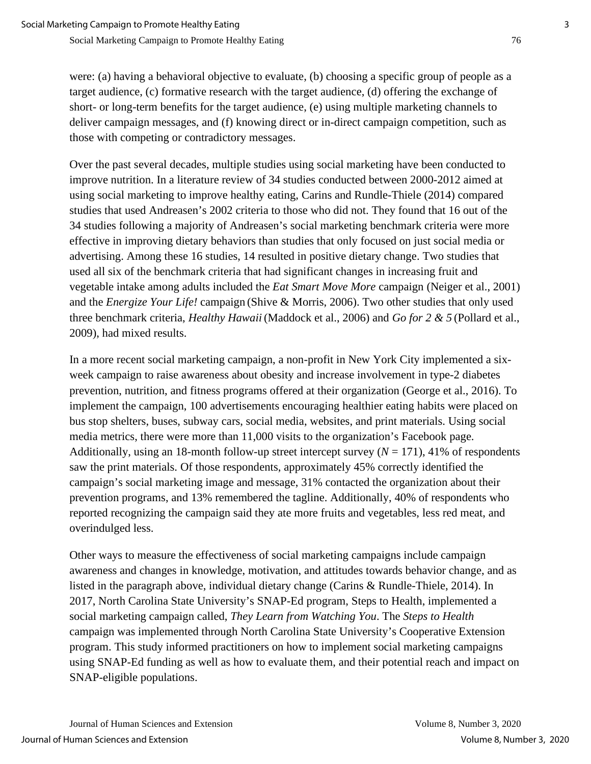were: (a) having a behavioral objective to evaluate, (b) choosing a specific group of people as a target audience, (c) formative research with the target audience, (d) offering the exchange of short- or long-term benefits for the target audience, (e) using multiple marketing channels to deliver campaign messages, and (f) knowing direct or in-direct campaign competition, such as those with competing or contradictory messages.

Over the past several decades, multiple studies using social marketing have been conducted to improve nutrition. In a literature review of 34 studies conducted between 2000-2012 aimed at using social marketing to improve healthy eating, Carins and Rundle-Thiele (2014) compared studies that used Andreasen's 2002 criteria to those who did not. They found that 16 out of the 34 studies following a majority of Andreasen's social marketing benchmark criteria were more effective in improving dietary behaviors than studies that only focused on just social media or advertising. Among these 16 studies, 14 resulted in positive dietary change. Two studies that used all six of the benchmark criteria that had significant changes in increasing fruit and vegetable intake among adults included the *Eat Smart Move More* campaign (Neiger et al., 2001) and the *Energize Your Life!* campaign (Shive & Morris, 2006). Two other studies that only used three benchmark criteria, *Healthy Hawaii* (Maddock et al., 2006) and *Go for 2 & 5* (Pollard et al., 2009), had mixed results.

In a more recent social marketing campaign, a non-profit in New York City implemented a six-week campaign to raise awareness about obesity and increase involvement in type-2 diabetes prevention, nutrition, and fitness programs offered at their organization (George et al., 2016). To implement the campaign, 100 advertisements encouraging healthier eating habits were placed on bus stop shelters, buses, subway cars, social media, websites, and print materials. Using social media metrics, there were more than 11,000 visits to the organization's Facebook page. Additionally, using an 18-month follow-up street intercept survey ($N = 171$), 41% of respondents saw the print materials. Of those respondents, approximately 45% correctly identified the campaign's social marketing image and message, 31% contacted the organization about their prevention programs, and 13% remembered the tagline. Additionally, 40% of respondents who reported recognizing the campaign said they ate more fruits and vegetables, less red meat, and overindulged less.

Other ways to measure the effectiveness of social marketing campaigns include campaign awareness and changes in knowledge, motivation, and attitudes towards behavior change, and as listed in the paragraph above, individual dietary change (Carins & Rundle-Thiele, 2014). In 2017, North Carolina State University's SNAP-Ed program, Steps to Health, implemented a social marketing campaign called, *They Learn from Watching You*. The *Steps to Health* campaign was implemented through North Carolina State University's Cooperative Extension program. This study informed practitioners on how to implement social marketing campaigns using SNAP-Ed funding as well as how to evaluate them, and their potential reach and impact on SNAP-eligible populations.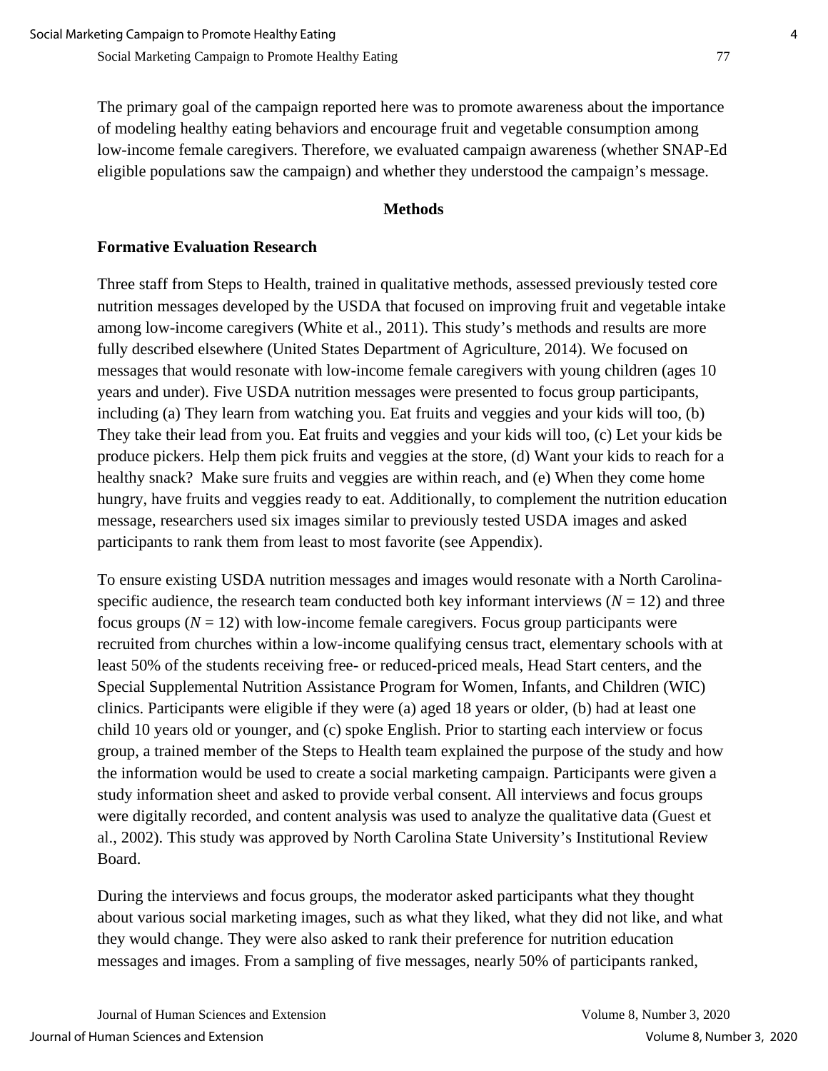The primary goal of the campaign reported here was to promote awareness about the importance of modeling healthy eating behaviors and encourage fruit and vegetable consumption among low-income female caregivers. Therefore, we evaluated campaign awareness (whether SNAP-Ed eligible populations saw the campaign) and whether they understood the campaign's message.

## Methods

### Formative Evaluation Research

Three staff from Steps to Health, trained in qualitative methods, assessed previously tested core nutrition messages developed by the USDA that focused on improving fruit and vegetable intake among low-income caregivers (White et al., 2011). This study's methods and results are more fully described elsewhere (United States Department of Agriculture, 2014). We focused on messages that would resonate with low-income female caregivers with young children (ages 10 years and under). Five USDA nutrition messages were presented to focus group participants, including (a) They learn from watching you. Eat fruits and veggies and your kids will too, (b) They take their lead from you. Eat fruits and veggies and your kids will too, (c) Let your kids be produce pickers. Help them pick fruits and veggies at the store, (d) Want your kids to reach for a healthy snack? Make sure fruits and veggies are within reach, and (e) When they come home hungry, have fruits and veggies ready to eat. Additionally, to complement the nutrition education message, researchers used six images similar to previously tested USDA images and asked participants to rank them from least to most favorite (see Appendix).

To ensure existing USDA nutrition messages and images would resonate with a North Carolina-specific audience, the research team conducted both key informant interviews (*N* = 12) and three focus groups (*N* = 12) with low-income female caregivers. Focus group participants were recruited from churches within a low-income qualifying census tract, elementary schools with at least 50% of the students receiving free- or reduced-priced meals, Head Start centers, and the Special Supplemental Nutrition Assistance Program for Women, Infants, and Children (WIC) clinics. Participants were eligible if they were (a) aged 18 years or older, (b) had at least one child 10 years old or younger, and (c) spoke English. Prior to starting each interview or focus group, a trained member of the Steps to Health team explained the purpose of the study and how the information would be used to create a social marketing campaign. Participants were given a study information sheet and asked to provide verbal consent. All interviews and focus groups were digitally recorded, and content analysis was used to analyze the qualitative data (Guest et al., 2002). This study was approved by North Carolina State University's Institutional Review Board.

During the interviews and focus groups, the moderator asked participants what they thought about various social marketing images, such as what they liked, what they did not like, and what they would change. They were also asked to rank their preference for nutrition education messages and images. From a sampling of five messages, nearly 50% of participants ranked,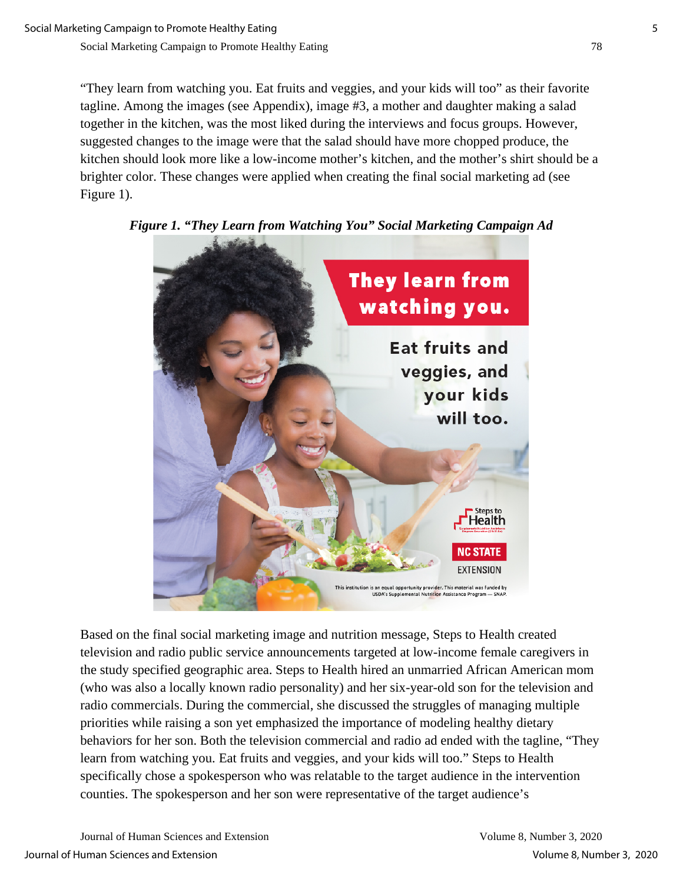"They learn from watching you. Eat fruits and veggies, and your kids will too" as their favorite tagline. Among the images (see Appendix), image #3, a mother and daughter making a salad together in the kitchen, was the most liked during the interviews and focus groups. However, suggested changes to the image were that the salad should have more chopped produce, the kitchen should look more like a low-income mother's kitchen, and the mother's shirt should be a brighter color. These changes were applied when creating the final social marketing ad (see Figure 1).

***Figure 1. "They Learn from Watching You" Social Marketing Campaign Ad***

Based on the final social marketing image and nutrition message, Steps to Health created television and radio public service announcements targeted at low-income female caregivers in the study specified geographic area. Steps to Health hired an unmarried African American mom (who was also a locally known radio personality) and her six-year-old son for the television and radio commercials. During the commercial, she discussed the struggles of managing multiple priorities while raising a son yet emphasized the importance of modeling healthy dietary behaviors for her son. Both the television commercial and radio ad ended with the tagline, "They learn from watching you. Eat fruits and veggies, and your kids will too." Steps to Health specifically chose a spokesperson who was relatable to the target audience in the intervention counties. The spokesperson and her son were representative of the target audience's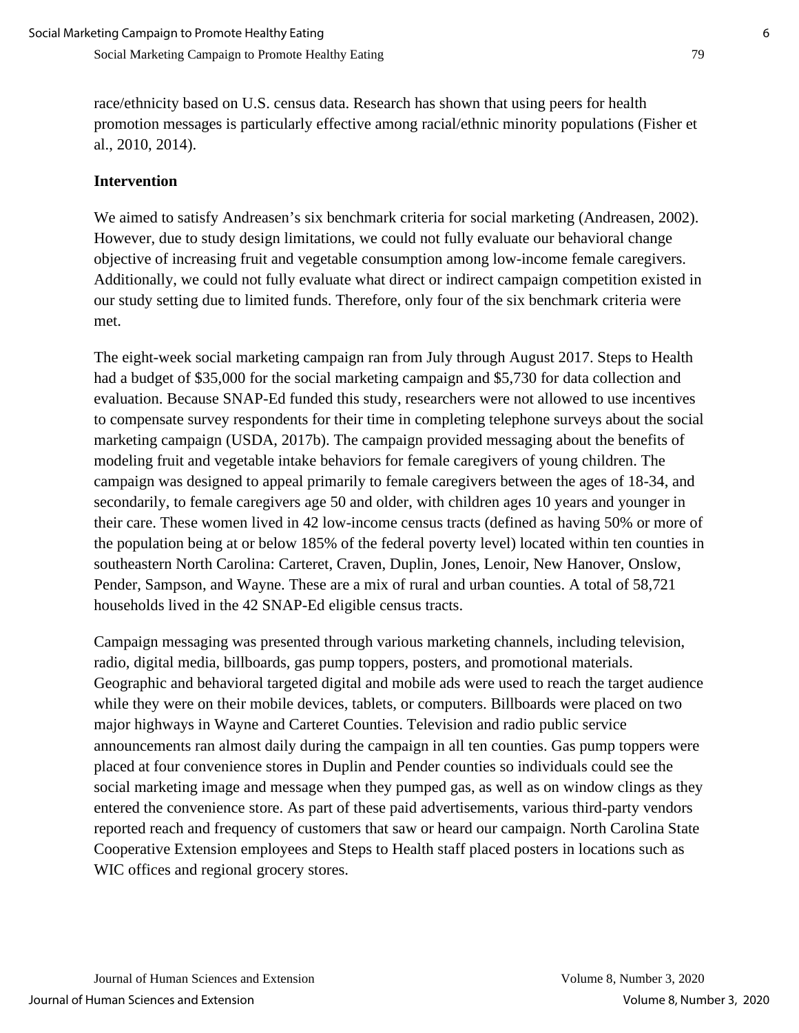race/ethnicity based on U.S. census data. Research has shown that using peers for health promotion messages is particularly effective among racial/ethnic minority populations (Fisher et al., 2010, 2014).

## Intervention

We aimed to satisfy Andreasen's six benchmark criteria for social marketing (Andreasen, 2002). However, due to study design limitations, we could not fully evaluate our behavioral change objective of increasing fruit and vegetable consumption among low-income female caregivers. Additionally, we could not fully evaluate what direct or indirect campaign competition existed in our study setting due to limited funds. Therefore, only four of the six benchmark criteria were met.

The eight-week social marketing campaign ran from July through August 2017. Steps to Health had a budget of $35,000 for the social marketing campaign and $5,730 for data collection and evaluation. Because SNAP-Ed funded this study, researchers were not allowed to use incentives to compensate survey respondents for their time in completing telephone surveys about the social marketing campaign (USDA, 2017b). The campaign provided messaging about the benefits of modeling fruit and vegetable intake behaviors for female caregivers of young children. The campaign was designed to appeal primarily to female caregivers between the ages of 18-34, and secondarily, to female caregivers age 50 and older, with children ages 10 years and younger in their care. These women lived in 42 low-income census tracts (defined as having 50% or more of the population being at or below 185% of the federal poverty level) located within ten counties in southeastern North Carolina: Carteret, Craven, Duplin, Jones, Lenoir, New Hanover, Onslow, Pender, Sampson, and Wayne. These are a mix of rural and urban counties. A total of 58,721 households lived in the 42 SNAP-Ed eligible census tracts.

Campaign messaging was presented through various marketing channels, including television, radio, digital media, billboards, gas pump toppers, posters, and promotional materials. Geographic and behavioral targeted digital and mobile ads were used to reach the target audience while they were on their mobile devices, tablets, or computers. Billboards were placed on two major highways in Wayne and Carteret Counties. Television and radio public service announcements ran almost daily during the campaign in all ten counties. Gas pump toppers were placed at four convenience stores in Duplin and Pender counties so individuals could see the social marketing image and message when they pumped gas, as well as on window clings as they entered the convenience store. As part of these paid advertisements, various third-party vendors reported reach and frequency of customers that saw or heard our campaign. North Carolina State Cooperative Extension employees and Steps to Health staff placed posters in locations such as WIC offices and regional grocery stores.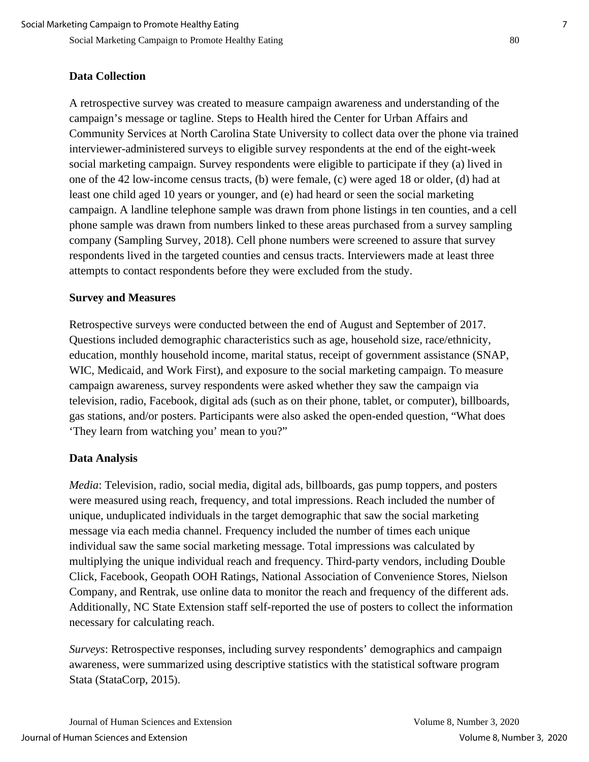### Data Collection

A retrospective survey was created to measure campaign awareness and understanding of the campaign's message or tagline. Steps to Health hired the Center for Urban Affairs and Community Services at North Carolina State University to collect data over the phone via trained interviewer-administered surveys to eligible survey respondents at the end of the eight-week social marketing campaign. Survey respondents were eligible to participate if they (a) lived in one of the 42 low-income census tracts, (b) were female, (c) were aged 18 or older, (d) had at least one child aged 10 years or younger, and (e) had heard or seen the social marketing campaign. A landline telephone sample was drawn from phone listings in ten counties, and a cell phone sample was drawn from numbers linked to these areas purchased from a survey sampling company (Sampling Survey, 2018). Cell phone numbers were screened to assure that survey respondents lived in the targeted counties and census tracts. Interviewers made at least three attempts to contact respondents before they were excluded from the study.

### Survey and Measures

Retrospective surveys were conducted between the end of August and September of 2017. Questions included demographic characteristics such as age, household size, race/ethnicity, education, monthly household income, marital status, receipt of government assistance (SNAP, WIC, Medicaid, and Work First), and exposure to the social marketing campaign. To measure campaign awareness, survey respondents were asked whether they saw the campaign via television, radio, Facebook, digital ads (such as on their phone, tablet, or computer), billboards, gas stations, and/or posters. Participants were also asked the open-ended question, "What does 'They learn from watching you' mean to you?"

### Data Analysis

*Media*: Television, radio, social media, digital ads, billboards, gas pump toppers, and posters were measured using reach, frequency, and total impressions. Reach included the number of unique, unduplicated individuals in the target demographic that saw the social marketing message via each media channel. Frequency included the number of times each unique individual saw the same social marketing message. Total impressions was calculated by multiplying the unique individual reach and frequency. Third-party vendors, including Double Click, Facebook, Geopath OOH Ratings, National Association of Convenience Stores, Nielson Company, and Rentrak, use online data to monitor the reach and frequency of the different ads. Additionally, NC State Extension staff self-reported the use of posters to collect the information necessary for calculating reach.

*Surveys*: Retrospective responses, including survey respondents' demographics and campaign awareness, were summarized using descriptive statistics with the statistical software program Stata (StataCorp, 2015).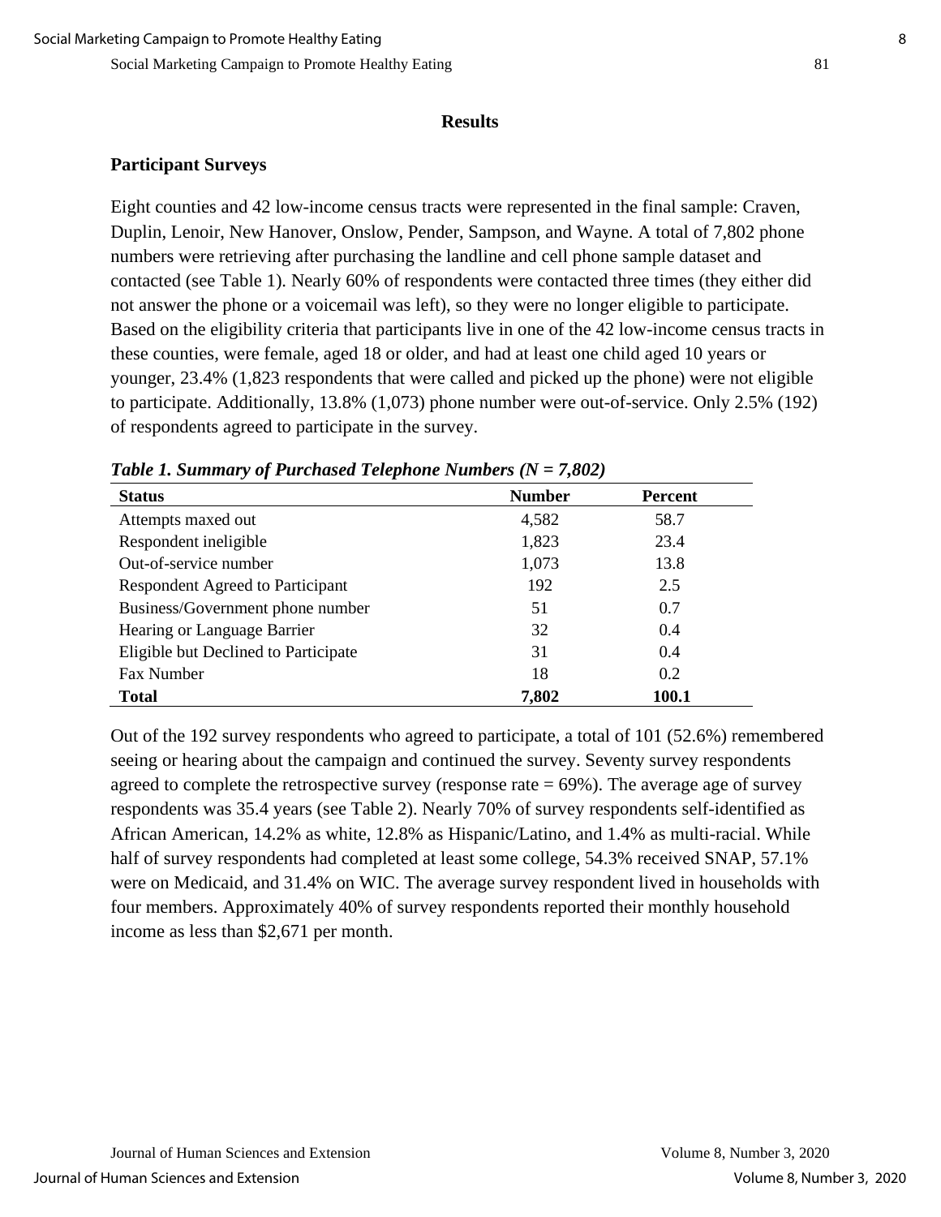## Results

### Participant Surveys

Eight counties and 42 low-income census tracts were represented in the final sample: Craven, Duplin, Lenoir, New Hanover, Onslow, Pender, Sampson, and Wayne. A total of 7,802 phone numbers were retrieving after purchasing the landline and cell phone sample dataset and contacted (see Table 1). Nearly 60% of respondents were contacted three times (they either did not answer the phone or a voicemail was left), so they were no longer eligible to participate. Based on the eligibility criteria that participants live in one of the 42 low-income census tracts in these counties, were female, aged 18 or older, and had at least one child aged 10 years or younger, 23.4% (1,823 respondents that were called and picked up the phone) were not eligible to participate. Additionally, 13.8% (1,073) phone number were out-of-service. Only 2.5% (192) of respondents agreed to participate in the survey.

***Table 1. Summary of Purchased Telephone Numbers (N = 7,802)***

| Status | Number | Percent |
|---|---|---|
| Attempts maxed out | 4,582 | 58.7 |
| Respondent ineligible | 1,823 | 23.4 |
| Out-of-service number | 1,073 | 13.8 |
| Respondent Agreed to Participant | 192 | 2.5 |
| Business/Government phone number | 51 | 0.7 |
| Hearing or Language Barrier | 32 | 0.4 |
| Eligible but Declined to Participate | 31 | 0.4 |
| Fax Number | 18 | 0.2 |
| **Total** | **7,802** | **100.1** |

Out of the 192 survey respondents who agreed to participate, a total of 101 (52.6%) remembered seeing or hearing about the campaign and continued the survey. Seventy survey respondents agreed to complete the retrospective survey (response rate = 69%). The average age of survey respondents was 35.4 years (see Table 2). Nearly 70% of survey respondents self-identified as African American, 14.2% as white, 12.8% as Hispanic/Latino, and 1.4% as multi-racial. While half of survey respondents had completed at least some college, 54.3% received SNAP, 57.1% were on Medicaid, and 31.4% on WIC. The average survey respondent lived in households with four members. Approximately 40% of survey respondents reported their monthly household income as less than $2,671 per month.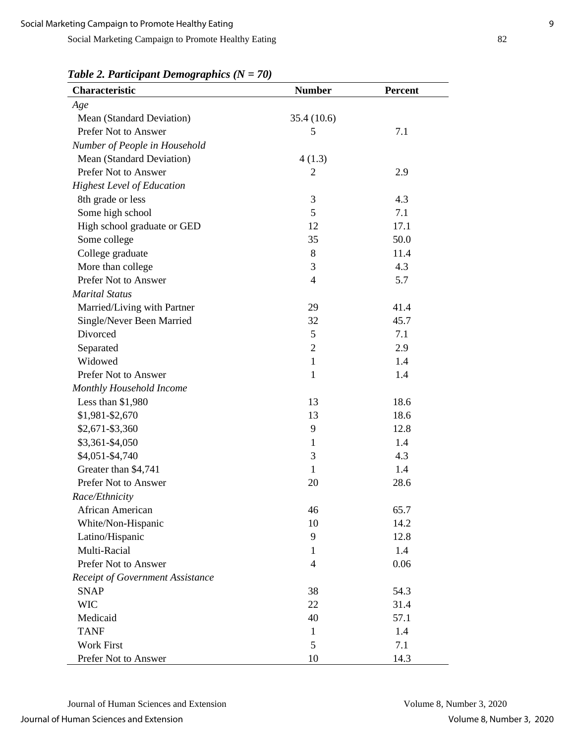***Table 2. Participant Demographics (N = 70)***

| Characteristic | Number | Percent |
|---|---|---|
| *Age* | | |
| Mean (Standard Deviation) | 35.4 (10.6) | |
| Prefer Not to Answer | 5 | 7.1 |
| *Number of People in Household* | | |
| Mean (Standard Deviation) | 4 (1.3) | |
| Prefer Not to Answer | 2 | 2.9 |
| *Highest Level of Education* | | |
| 8th grade or less | 3 | 4.3 |
| Some high school | 5 | 7.1 |
| High school graduate or GED | 12 | 17.1 |
| Some college | 35 | 50.0 |
| College graduate | 8 | 11.4 |
| More than college | 3 | 4.3 |
| Prefer Not to Answer | 4 | 5.7 |
| *Marital Status* | | |
| Married/Living with Partner | 29 | 41.4 |
| Single/Never Been Married | 32 | 45.7 |
| Divorced | 5 | 7.1 |
| Separated | 2 | 2.9 |
| Widowed | 1 | 1.4 |
| Prefer Not to Answer | 1 | 1.4 |
| *Monthly Household Income* | | |
| Less than $1,980 | 13 | 18.6 |
| $1,981-$2,670 | 13 | 18.6 |
| $2,671-$3,360 | 9 | 12.8 |
| $3,361-$4,050 | 1 | 1.4 |
| $4,051-$4,740 | 3 | 4.3 |
| Greater than $4,741 | 1 | 1.4 |
| Prefer Not to Answer | 20 | 28.6 |
| *Race/Ethnicity* | | |
| African American | 46 | 65.7 |
| White/Non-Hispanic | 10 | 14.2 |
| Latino/Hispanic | 9 | 12.8 |
| Multi-Racial | 1 | 1.4 |
| Prefer Not to Answer | 4 | 0.06 |
| *Receipt of Government Assistance* | | |
| SNAP | 38 | 54.3 |
| WIC | 22 | 31.4 |
| Medicaid | 40 | 57.1 |
| TANF | 1 | 1.4 |
| Work First | 5 | 7.1 |
| Prefer Not to Answer | 10 | 14.3 |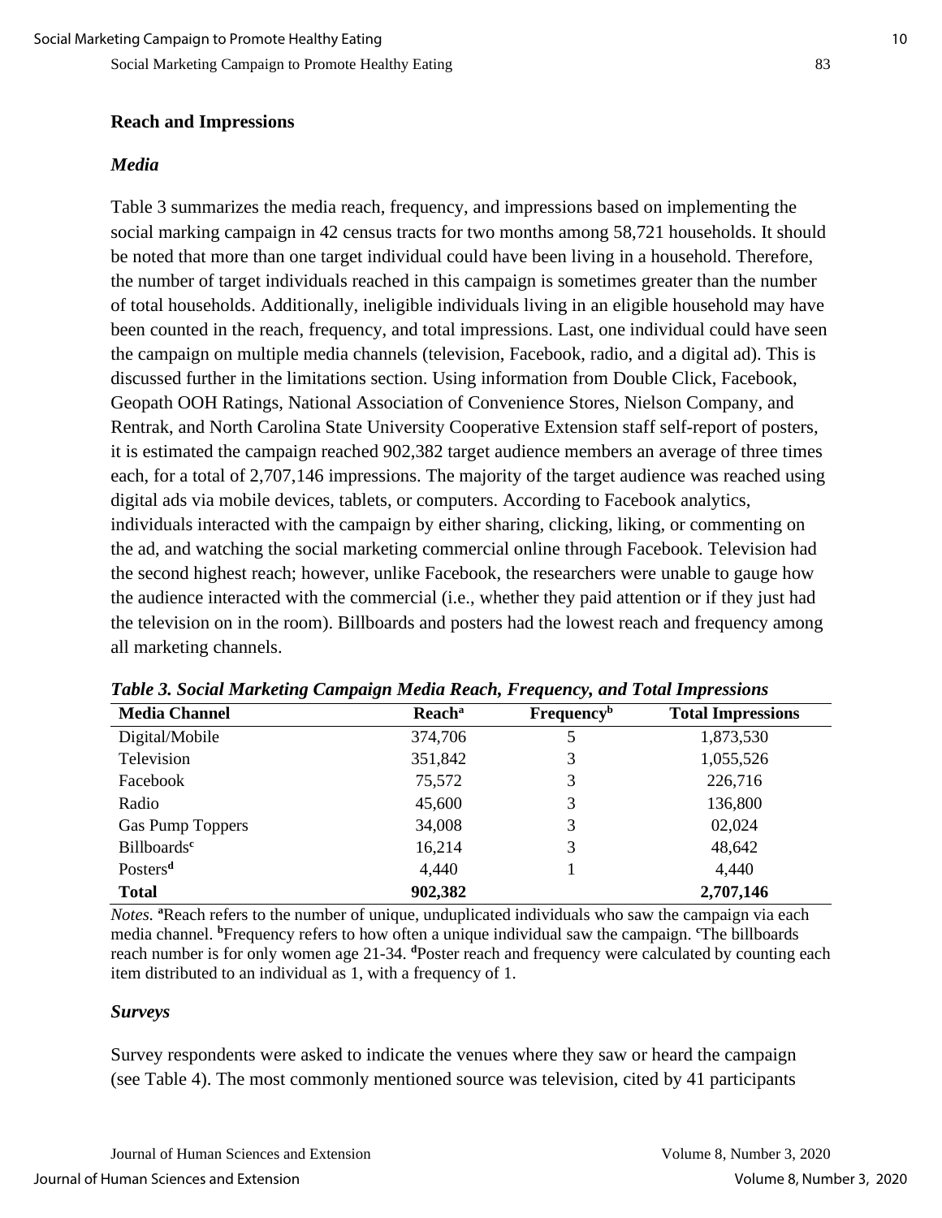## Reach and Impressions

### *Media*

Table 3 summarizes the media reach, frequency, and impressions based on implementing the social marking campaign in 42 census tracts for two months among 58,721 households. It should be noted that more than one target individual could have been living in a household. Therefore, the number of target individuals reached in this campaign is sometimes greater than the number of total households. Additionally, ineligible individuals living in an eligible household may have been counted in the reach, frequency, and total impressions. Last, one individual could have seen the campaign on multiple media channels (television, Facebook, radio, and a digital ad). This is discussed further in the limitations section. Using information from Double Click, Facebook, Geopath OOH Ratings, National Association of Convenience Stores, Nielson Company, and Rentrak, and North Carolina State University Cooperative Extension staff self-report of posters, it is estimated the campaign reached 902,382 target audience members an average of three times each, for a total of 2,707,146 impressions. The majority of the target audience was reached using digital ads via mobile devices, tablets, or computers. According to Facebook analytics, individuals interacted with the campaign by either sharing, clicking, liking, or commenting on the ad, and watching the social marketing commercial online through Facebook. Television had the second highest reach; however, unlike Facebook, the researchers were unable to gauge how the audience interacted with the commercial (i.e., whether they paid attention or if they just had the television on in the room). Billboards and posters had the lowest reach and frequency among all marketing channels.

***Table 3. Social Marketing Campaign Media Reach, Frequency, and Total Impressions***

| Media Channel | Reach[a] | Frequency[b] | Total Impressions |
|---|---|---|---|
| Digital/Mobile | 374,706 | 5 | 1,873,530 |
| Television | 351,842 | 3 | 1,055,526 |
| Facebook | 75,572 | 3 | 226,716 |
| Radio | 45,600 | 3 | 136,800 |
| Gas Pump Toppers | 34,008 | 3 | 02,024 |
| Billboards[c] | 16,214 | 3 | 48,642 |
| Posters[d] | 4,440 | 1 | 4,440 |
| **Total** | **902,382** | | **2,707,146** |

*Notes.* [a]Reach refers to the number of unique, unduplicated individuals who saw the campaign via each media channel. [b]Frequency refers to how often a unique individual saw the campaign. [c]The billboards reach number is for only women age 21-34. [d]Poster reach and frequency were calculated by counting each item distributed to an individual as 1, with a frequency of 1.

### *Surveys*

Survey respondents were asked to indicate the venues where they saw or heard the campaign (see Table 4). The most commonly mentioned source was television, cited by 41 participants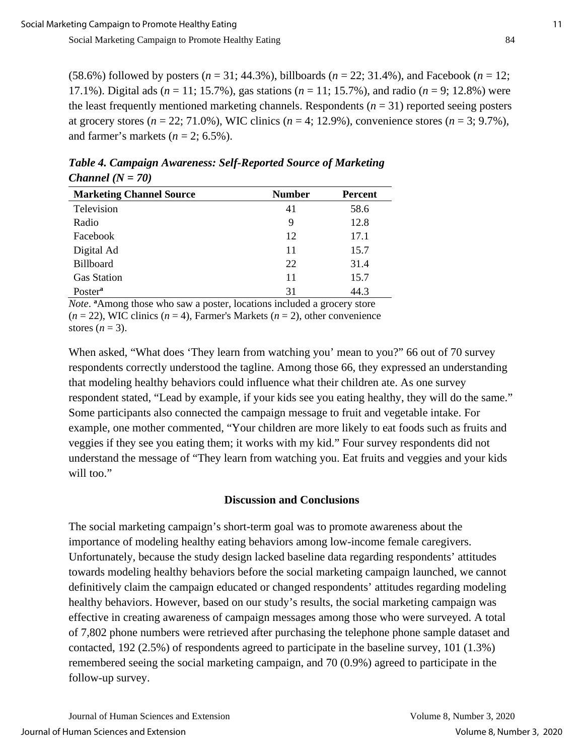(58.6%) followed by posters (*n* = 31; 44.3%), billboards (*n* = 22; 31.4%), and Facebook (*n* = 12; 17.1%). Digital ads (*n* = 11; 15.7%), gas stations (*n* = 11; 15.7%), and radio (*n* = 9; 12.8%) were the least frequently mentioned marketing channels. Respondents (*n* = 31) reported seeing posters at grocery stores (*n* = 22; 71.0%), WIC clinics (*n* = 4; 12.9%), convenience stores (*n* = 3; 9.7%), and farmer's markets (*n* = 2; 6.5%).

***Table 4. Campaign Awareness: Self-Reported Source of Marketing Channel (N = 70)***

| Marketing Channel Source | Number | Percent |
|---|---|---|
| Television | 41 | 58.6 |
| Radio | 9 | 12.8 |
| Facebook | 12 | 17.1 |
| Digital Ad | 11 | 15.7 |
| Billboard | 22 | 31.4 |
| Gas Station | 11 | 15.7 |
| Poster[a] | 31 | 44.3 |

*Note*. [a]Among those who saw a poster, locations included a grocery store (*n* = 22), WIC clinics (*n* = 4), Farmer's Markets (*n* = 2), other convenience stores (*n* = 3).

When asked, "What does 'They learn from watching you' mean to you?" 66 out of 70 survey respondents correctly understood the tagline. Among those 66, they expressed an understanding that modeling healthy behaviors could influence what their children ate. As one survey respondent stated, "Lead by example, if your kids see you eating healthy, they will do the same." Some participants also connected the campaign message to fruit and vegetable intake. For example, one mother commented, "Your children are more likely to eat foods such as fruits and veggies if they see you eating them; it works with my kid." Four survey respondents did not understand the message of "They learn from watching you. Eat fruits and veggies and your kids will too."

## Discussion and Conclusions

The social marketing campaign's short-term goal was to promote awareness about the importance of modeling healthy eating behaviors among low-income female caregivers. Unfortunately, because the study design lacked baseline data regarding respondents' attitudes towards modeling healthy behaviors before the social marketing campaign launched, we cannot definitively claim the campaign educated or changed respondents' attitudes regarding modeling healthy behaviors. However, based on our study's results, the social marketing campaign was effective in creating awareness of campaign messages among those who were surveyed. A total of 7,802 phone numbers were retrieved after purchasing the telephone phone sample dataset and contacted, 192 (2.5%) of respondents agreed to participate in the baseline survey, 101 (1.3%) remembered seeing the social marketing campaign, and 70 (0.9%) agreed to participate in the follow-up survey.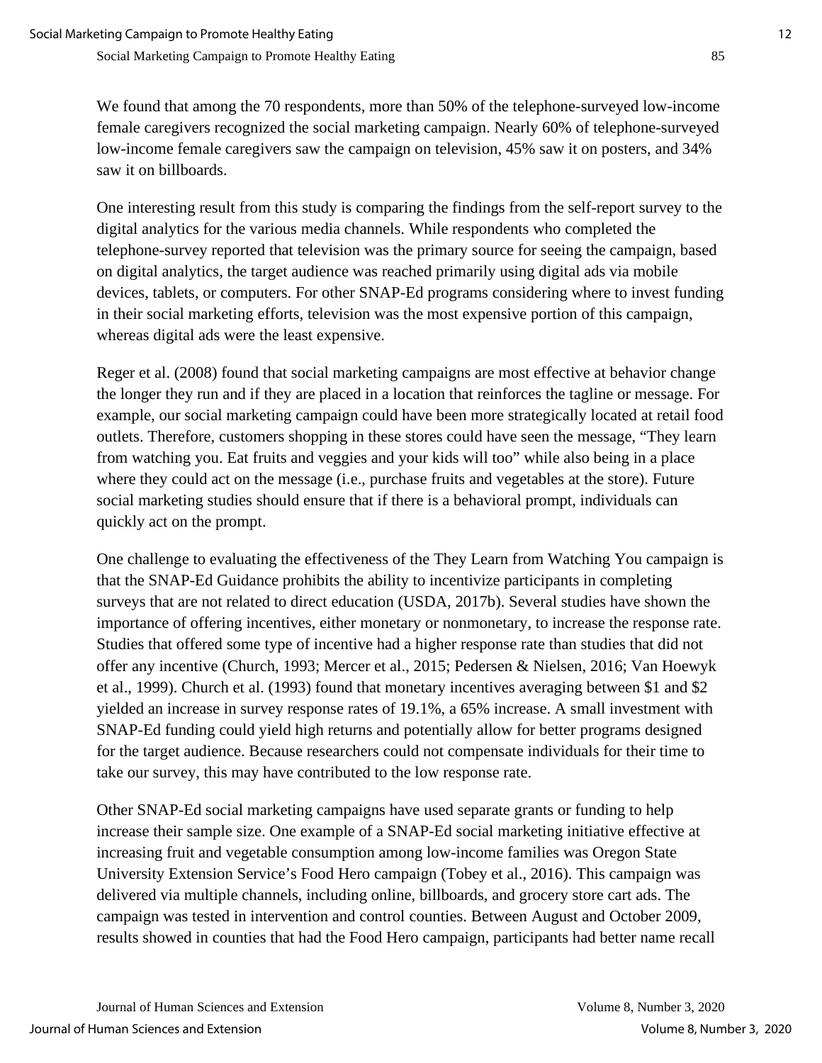We found that among the 70 respondents, more than 50% of the telephone-surveyed low-income female caregivers recognized the social marketing campaign. Nearly 60% of telephone-surveyed low-income female caregivers saw the campaign on television, 45% saw it on posters, and 34% saw it on billboards.

One interesting result from this study is comparing the findings from the self-report survey to the digital analytics for the various media channels. While respondents who completed the telephone-survey reported that television was the primary source for seeing the campaign, based on digital analytics, the target audience was reached primarily using digital ads via mobile devices, tablets, or computers. For other SNAP-Ed programs considering where to invest funding in their social marketing efforts, television was the most expensive portion of this campaign, whereas digital ads were the least expensive.

Reger et al. (2008) found that social marketing campaigns are most effective at behavior change the longer they run and if they are placed in a location that reinforces the tagline or message. For example, our social marketing campaign could have been more strategically located at retail food outlets. Therefore, customers shopping in these stores could have seen the message, "They learn from watching you. Eat fruits and veggies and your kids will too" while also being in a place where they could act on the message (i.e., purchase fruits and vegetables at the store). Future social marketing studies should ensure that if there is a behavioral prompt, individuals can quickly act on the prompt.

One challenge to evaluating the effectiveness of the They Learn from Watching You campaign is that the SNAP-Ed Guidance prohibits the ability to incentivize participants in completing surveys that are not related to direct education (USDA, 2017b). Several studies have shown the importance of offering incentives, either monetary or nonmonetary, to increase the response rate. Studies that offered some type of incentive had a higher response rate than studies that did not offer any incentive (Church, 1993; Mercer et al., 2015; Pedersen & Nielsen, 2016; Van Hoewyk et al., 1999). Church et al. (1993) found that monetary incentives averaging between $1 and $2 yielded an increase in survey response rates of 19.1%, a 65% increase. A small investment with SNAP-Ed funding could yield high returns and potentially allow for better programs designed for the target audience. Because researchers could not compensate individuals for their time to take our survey, this may have contributed to the low response rate.

Other SNAP-Ed social marketing campaigns have used separate grants or funding to help increase their sample size. One example of a SNAP-Ed social marketing initiative effective at increasing fruit and vegetable consumption among low-income families was Oregon State University Extension Service's Food Hero campaign (Tobey et al., 2016). This campaign was delivered via multiple channels, including online, billboards, and grocery store cart ads. The campaign was tested in intervention and control counties. Between August and October 2009, results showed in counties that had the Food Hero campaign, participants had better name recall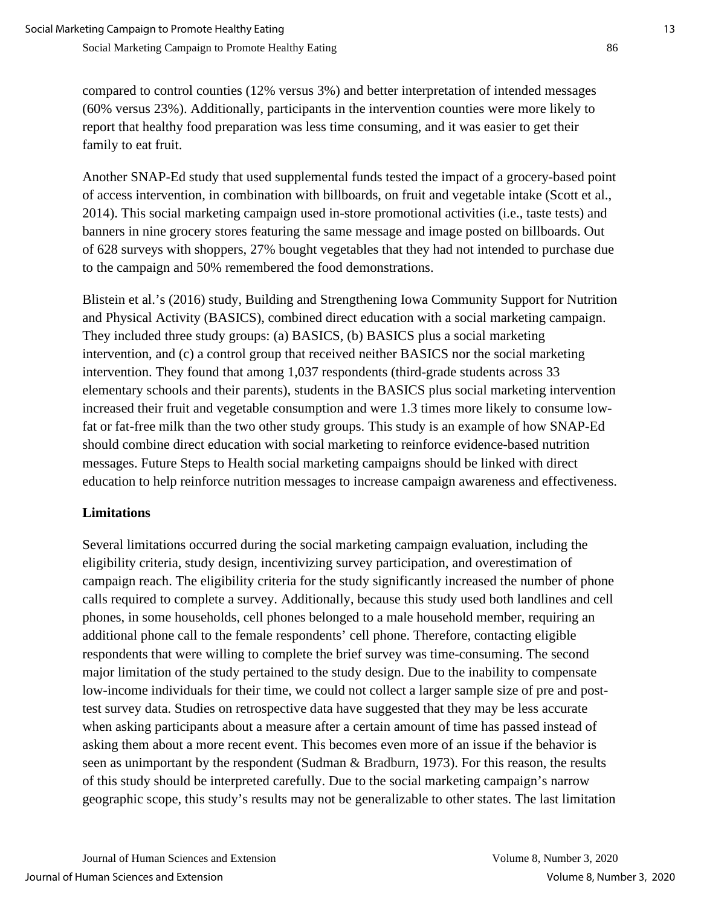compared to control counties (12% versus 3%) and better interpretation of intended messages (60% versus 23%). Additionally, participants in the intervention counties were more likely to report that healthy food preparation was less time consuming, and it was easier to get their family to eat fruit.

Another SNAP-Ed study that used supplemental funds tested the impact of a grocery-based point of access intervention, in combination with billboards, on fruit and vegetable intake (Scott et al., 2014). This social marketing campaign used in-store promotional activities (i.e., taste tests) and banners in nine grocery stores featuring the same message and image posted on billboards. Out of 628 surveys with shoppers, 27% bought vegetables that they had not intended to purchase due to the campaign and 50% remembered the food demonstrations.

Blistein et al.'s (2016) study, Building and Strengthening Iowa Community Support for Nutrition and Physical Activity (BASICS), combined direct education with a social marketing campaign. They included three study groups: (a) BASICS, (b) BASICS plus a social marketing intervention, and (c) a control group that received neither BASICS nor the social marketing intervention. They found that among 1,037 respondents (third-grade students across 33 elementary schools and their parents), students in the BASICS plus social marketing intervention increased their fruit and vegetable consumption and were 1.3 times more likely to consume low-fat or fat-free milk than the two other study groups. This study is an example of how SNAP-Ed should combine direct education with social marketing to reinforce evidence-based nutrition messages. Future Steps to Health social marketing campaigns should be linked with direct education to help reinforce nutrition messages to increase campaign awareness and effectiveness.

## Limitations

Several limitations occurred during the social marketing campaign evaluation, including the eligibility criteria, study design, incentivizing survey participation, and overestimation of campaign reach. The eligibility criteria for the study significantly increased the number of phone calls required to complete a survey. Additionally, because this study used both landlines and cell phones, in some households, cell phones belonged to a male household member, requiring an additional phone call to the female respondents' cell phone. Therefore, contacting eligible respondents that were willing to complete the brief survey was time-consuming. The second major limitation of the study pertained to the study design. Due to the inability to compensate low-income individuals for their time, we could not collect a larger sample size of pre and post-test survey data. Studies on retrospective data have suggested that they may be less accurate when asking participants about a measure after a certain amount of time has passed instead of asking them about a more recent event. This becomes even more of an issue if the behavior is seen as unimportant by the respondent (Sudman & Bradburn, 1973). For this reason, the results of this study should be interpreted carefully. Due to the social marketing campaign's narrow geographic scope, this study's results may not be generalizable to other states. The last limitation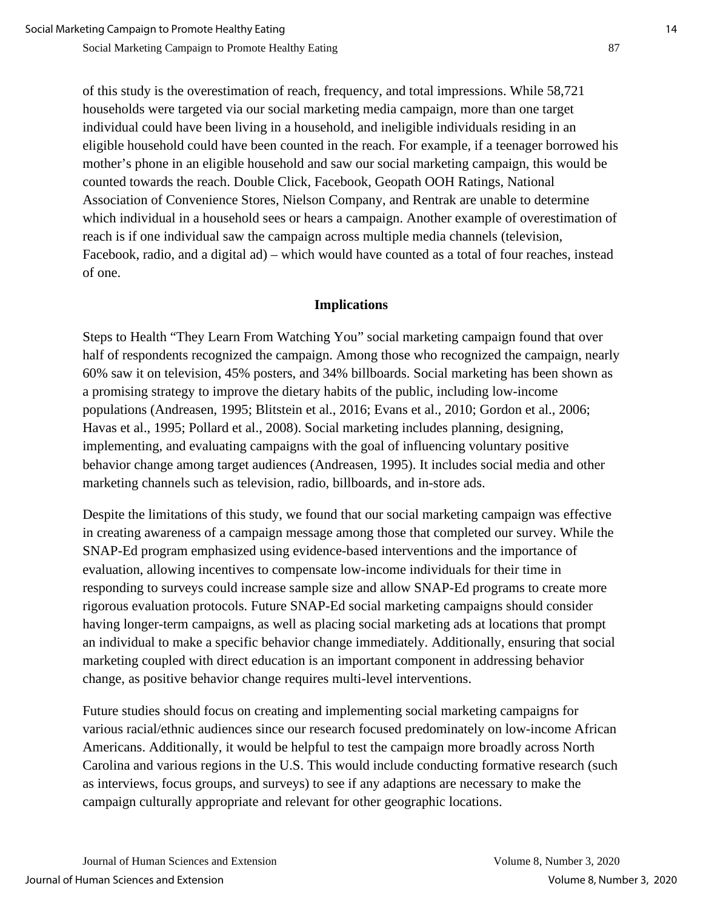of this study is the overestimation of reach, frequency, and total impressions. While 58,721 households were targeted via our social marketing media campaign, more than one target individual could have been living in a household, and ineligible individuals residing in an eligible household could have been counted in the reach. For example, if a teenager borrowed his mother's phone in an eligible household and saw our social marketing campaign, this would be counted towards the reach. Double Click, Facebook, Geopath OOH Ratings, National Association of Convenience Stores, Nielson Company, and Rentrak are unable to determine which individual in a household sees or hears a campaign. Another example of overestimation of reach is if one individual saw the campaign across multiple media channels (television, Facebook, radio, and a digital ad) – which would have counted as a total of four reaches, instead of one.

## Implications

Steps to Health "They Learn From Watching You" social marketing campaign found that over half of respondents recognized the campaign. Among those who recognized the campaign, nearly 60% saw it on television, 45% posters, and 34% billboards. Social marketing has been shown as a promising strategy to improve the dietary habits of the public, including low-income populations (Andreasen, 1995; Blitstein et al., 2016; Evans et al., 2010; Gordon et al., 2006; Havas et al., 1995; Pollard et al., 2008). Social marketing includes planning, designing, implementing, and evaluating campaigns with the goal of influencing voluntary positive behavior change among target audiences (Andreasen, 1995). It includes social media and other marketing channels such as television, radio, billboards, and in-store ads.

Despite the limitations of this study, we found that our social marketing campaign was effective in creating awareness of a campaign message among those that completed our survey. While the SNAP-Ed program emphasized using evidence-based interventions and the importance of evaluation, allowing incentives to compensate low-income individuals for their time in responding to surveys could increase sample size and allow SNAP-Ed programs to create more rigorous evaluation protocols. Future SNAP-Ed social marketing campaigns should consider having longer-term campaigns, as well as placing social marketing ads at locations that prompt an individual to make a specific behavior change immediately. Additionally, ensuring that social marketing coupled with direct education is an important component in addressing behavior change, as positive behavior change requires multi-level interventions.

Future studies should focus on creating and implementing social marketing campaigns for various racial/ethnic audiences since our research focused predominately on low-income African Americans. Additionally, it would be helpful to test the campaign more broadly across North Carolina and various regions in the U.S. This would include conducting formative research (such as interviews, focus groups, and surveys) to see if any adaptions are necessary to make the campaign culturally appropriate and relevant for other geographic locations.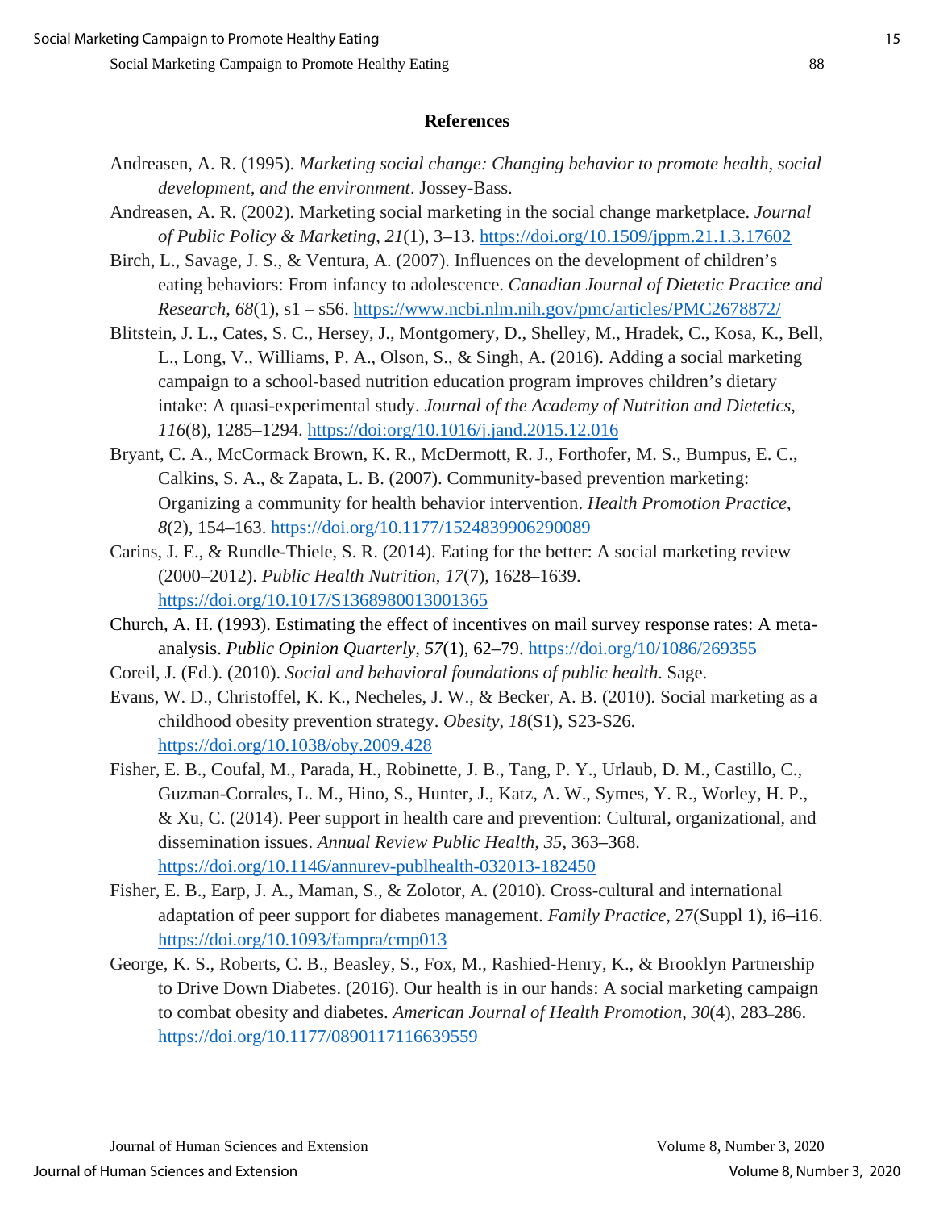## References

Andreasen, A. R. (1995). *Marketing social change: Changing behavior to promote health, social development, and the environment*. Jossey-Bass.

Andreasen, A. R. (2002). Marketing social marketing in the social change marketplace. *Journal of Public Policy & Marketing*, *21*(1), 3–13. https://doi.org/10.1509/jppm.21.1.3.17602

Birch, L., Savage, J. S., & Ventura, A. (2007). Influences on the development of children's eating behaviors: From infancy to adolescence. *Canadian Journal of Dietetic Practice and Research*, *68*(1), s1 – s56. https://www.ncbi.nlm.nih.gov/pmc/articles/PMC2678872/

Blitstein, J. L., Cates, S. C., Hersey, J., Montgomery, D., Shelley, M., Hradek, C., Kosa, K., Bell, L., Long, V., Williams, P. A., Olson, S., & Singh, A. (2016). Adding a social marketing campaign to a school-based nutrition education program improves children's dietary intake: A quasi-experimental study. *Journal of the Academy of Nutrition and Dietetics*, *116*(8), 1285–1294. https://doi:org/10.1016/j.jand.2015.12.016

Bryant, C. A., McCormack Brown, K. R., McDermott, R. J., Forthofer, M. S., Bumpus, E. C., Calkins, S. A., & Zapata, L. B. (2007). Community-based prevention marketing: Organizing a community for health behavior intervention. *Health Promotion Practice*, *8*(2), 154–163. https://doi.org/10.1177/1524839906290089

Carins, J. E., & Rundle-Thiele, S. R. (2014). Eating for the better: A social marketing review (2000–2012). *Public Health Nutrition*, *17*(7), 1628–1639. https://doi.org/10.1017/S1368980013001365

Church, A. H. (1993). Estimating the effect of incentives on mail survey response rates: A meta-analysis. *Public Opinion Quarterly*, *57*(1), 62–79. https://doi.org/10/1086/269355

Coreil, J. (Ed.). (2010). *Social and behavioral foundations of public health*. Sage.

Evans, W. D., Christoffel, K. K., Necheles, J. W., & Becker, A. B. (2010). Social marketing as a childhood obesity prevention strategy. *Obesity*, *18*(S1), S23-S26. https://doi.org/10.1038/oby.2009.428

Fisher, E. B., Coufal, M., Parada, H., Robinette, J. B., Tang, P. Y., Urlaub, D. M., Castillo, C., Guzman-Corrales, L. M., Hino, S., Hunter, J., Katz, A. W., Symes, Y. R., Worley, H. P., & Xu, C. (2014). Peer support in health care and prevention: Cultural, organizational, and dissemination issues. *Annual Review Public Health*, *35*, 363–368. https://doi.org/10.1146/annurev-publhealth-032013-182450

Fisher, E. B., Earp, J. A., Maman, S., & Zolotor, A. (2010). Cross-cultural and international adaptation of peer support for diabetes management. *Family Practice*, 27(Suppl 1), i6–i16. https://doi.org/10.1093/fampra/cmp013

George, K. S., Roberts, C. B., Beasley, S., Fox, M., Rashied-Henry, K., & Brooklyn Partnership to Drive Down Diabetes. (2016). Our health is in our hands: A social marketing campaign to combat obesity and diabetes. *American Journal of Health Promotion*, *30*(4), 283–286. https://doi.org/10.1177/0890117116639559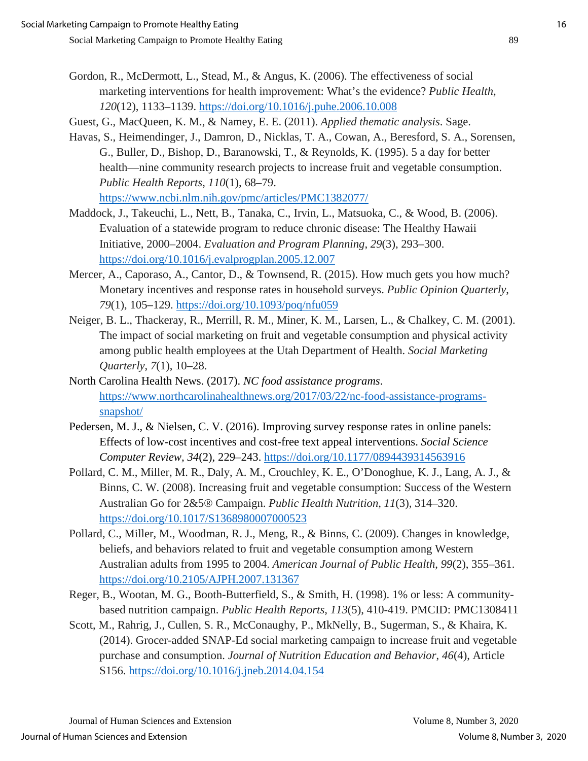Gordon, R., McDermott, L., Stead, M., & Angus, K. (2006). The effectiveness of social marketing interventions for health improvement: What's the evidence? *Public Health*, *120*(12), 1133–1139. https://doi.org/10.1016/j.puhe.2006.10.008

Guest, G., MacQueen, K. M., & Namey, E. E. (2011). *Applied thematic analysis*. Sage.

Havas, S., Heimendinger, J., Damron, D., Nicklas, T. A., Cowan, A., Beresford, S. A., Sorensen, G., Buller, D., Bishop, D., Baranowski, T., & Reynolds, K. (1995). 5 a day for better health—nine community research projects to increase fruit and vegetable consumption. *Public Health Reports*, *110*(1), 68–79. https://www.ncbi.nlm.nih.gov/pmc/articles/PMC1382077/

Maddock, J., Takeuchi, L., Nett, B., Tanaka, C., Irvin, L., Matsuoka, C., & Wood, B. (2006). Evaluation of a statewide program to reduce chronic disease: The Healthy Hawaii Initiative, 2000–2004. *Evaluation and Program Planning*, *29*(3), 293–300. https://doi.org/10.1016/j.evalprogplan.2005.12.007

Mercer, A., Caporaso, A., Cantor, D., & Townsend, R. (2015). How much gets you how much? Monetary incentives and response rates in household surveys. *Public Opinion Quarterly*, *79*(1), 105–129. https://doi.org/10.1093/poq/nfu059

Neiger, B. L., Thackeray, R., Merrill, R. M., Miner, K. M., Larsen, L., & Chalkey, C. M. (2001). The impact of social marketing on fruit and vegetable consumption and physical activity among public health employees at the Utah Department of Health. *Social Marketing Quarterly*, *7*(1), 10–28.

North Carolina Health News. (2017). *NC food assistance programs*. https://www.northcarolinahealthnews.org/2017/03/22/nc-food-assistance-programs-snapshot/

Pedersen, M. J., & Nielsen, C. V. (2016). Improving survey response rates in online panels: Effects of low-cost incentives and cost-free text appeal interventions. *Social Science Computer Review*, *34*(2), 229–243. https://doi.org/10.1177/0894439314563916

Pollard, C. M., Miller, M. R., Daly, A. M., Crouchley, K. E., O'Donoghue, K. J., Lang, A. J., & Binns, C. W. (2008). Increasing fruit and vegetable consumption: Success of the Western Australian Go for 2&5® Campaign. *Public Health Nutrition*, *11*(3), 314–320. https://doi.org/10.1017/S1368980007000523

Pollard, C., Miller, M., Woodman, R. J., Meng, R., & Binns, C. (2009). Changes in knowledge, beliefs, and behaviors related to fruit and vegetable consumption among Western Australian adults from 1995 to 2004. *American Journal of Public Health*, *99*(2), 355–361. https://doi.org/10.2105/AJPH.2007.131367

Reger, B., Wootan, M. G., Booth-Butterfield, S., & Smith, H. (1998). 1% or less: A community-based nutrition campaign. *Public Health Reports*, *113*(5), 410-419. PMCID: PMC1308411

Scott, M., Rahrig, J., Cullen, S. R., McConaughy, P., MkNelly, B., Sugerman, S., & Khaira, K. (2014). Grocer-added SNAP-Ed social marketing campaign to increase fruit and vegetable purchase and consumption. *Journal of Nutrition Education and Behavior*, *46*(4), Article S156. https://doi.org/10.1016/j.jneb.2014.04.154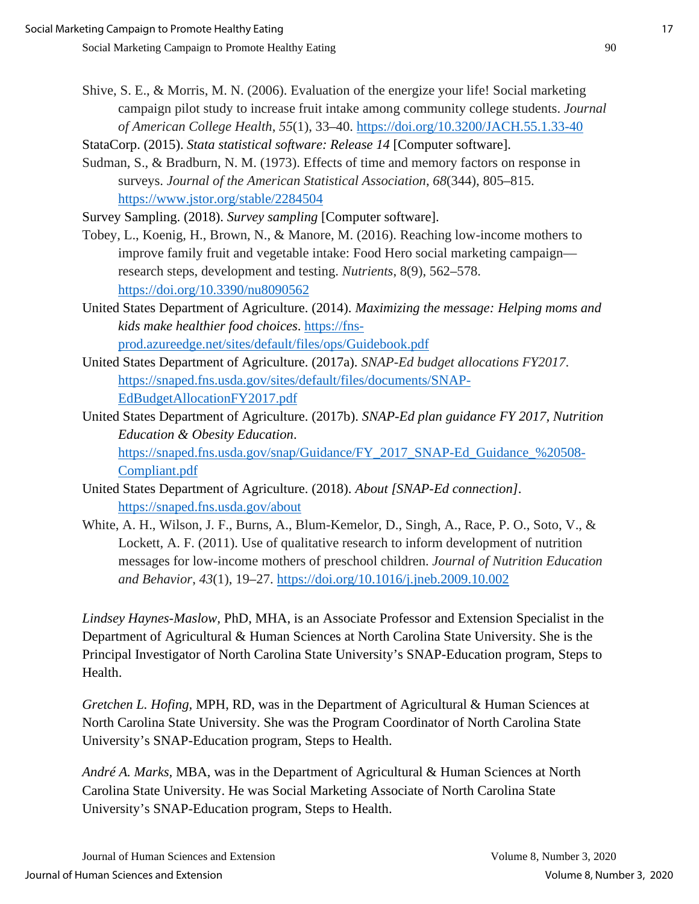Shive, S. E., & Morris, M. N. (2006). Evaluation of the energize your life! Social marketing campaign pilot study to increase fruit intake among community college students. *Journal of American College Health*, *55*(1), 33–40. https://doi.org/10.3200/JACH.55.1.33-40

StataCorp. (2015). *Stata statistical software: Release 14* [Computer software].

Sudman, S., & Bradburn, N. M. (1973). Effects of time and memory factors on response in surveys. *Journal of the American Statistical Association*, *68*(344), 805–815. https://www.jstor.org/stable/2284504

Survey Sampling. (2018). *Survey sampling* [Computer software].

Tobey, L., Koenig, H., Brown, N., & Manore, M. (2016). Reaching low-income mothers to improve family fruit and vegetable intake: Food Hero social marketing campaign—research steps, development and testing. *Nutrients*, 8(9), 562–578. https://doi.org/10.3390/nu8090562

United States Department of Agriculture. (2014). *Maximizing the message: Helping moms and kids make healthier food choices*. https://fns-prod.azureedge.net/sites/default/files/ops/Guidebook.pdf

United States Department of Agriculture. (2017a). *SNAP-Ed budget allocations FY2017*. https://snaped.fns.usda.gov/sites/default/files/documents/SNAP-EdBudgetAllocationFY2017.pdf

United States Department of Agriculture. (2017b). *SNAP-Ed plan guidance FY 2017, Nutrition Education & Obesity Education*. https://snaped.fns.usda.gov/snap/Guidance/FY_2017_SNAP-Ed_Guidance_%20508-Compliant.pdf

United States Department of Agriculture. (2018). *About [SNAP-Ed connection]*. https://snaped.fns.usda.gov/about

White, A. H., Wilson, J. F., Burns, A., Blum-Kemelor, D., Singh, A., Race, P. O., Soto, V., & Lockett, A. F. (2011). Use of qualitative research to inform development of nutrition messages for low-income mothers of preschool children. *Journal of Nutrition Education and Behavior*, *43*(1), 19–27. https://doi.org/10.1016/j.jneb.2009.10.002

*Lindsey Haynes-Maslow*, PhD, MHA, is an Associate Professor and Extension Specialist in the Department of Agricultural & Human Sciences at North Carolina State University. She is the Principal Investigator of North Carolina State University's SNAP-Education program, Steps to Health.

*Gretchen L. Hofing*, MPH, RD, was in the Department of Agricultural & Human Sciences at North Carolina State University. She was the Program Coordinator of North Carolina State University's SNAP-Education program, Steps to Health.

*André A. Marks*, MBA, was in the Department of Agricultural & Human Sciences at North Carolina State University. He was Social Marketing Associate of North Carolina State University's SNAP-Education program, Steps to Health.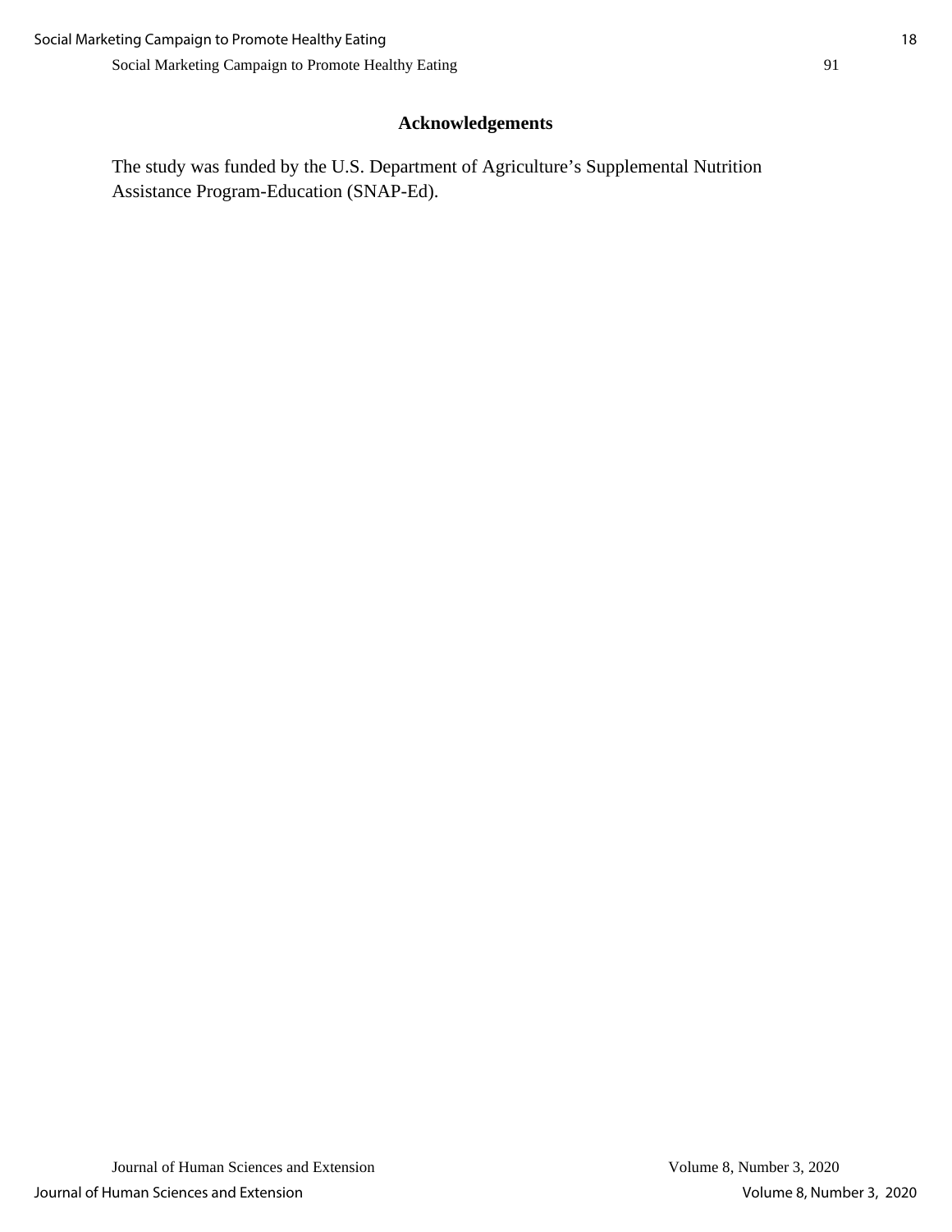## Acknowledgements

The study was funded by the U.S. Department of Agriculture's Supplemental Nutrition Assistance Program-Education (SNAP-Ed).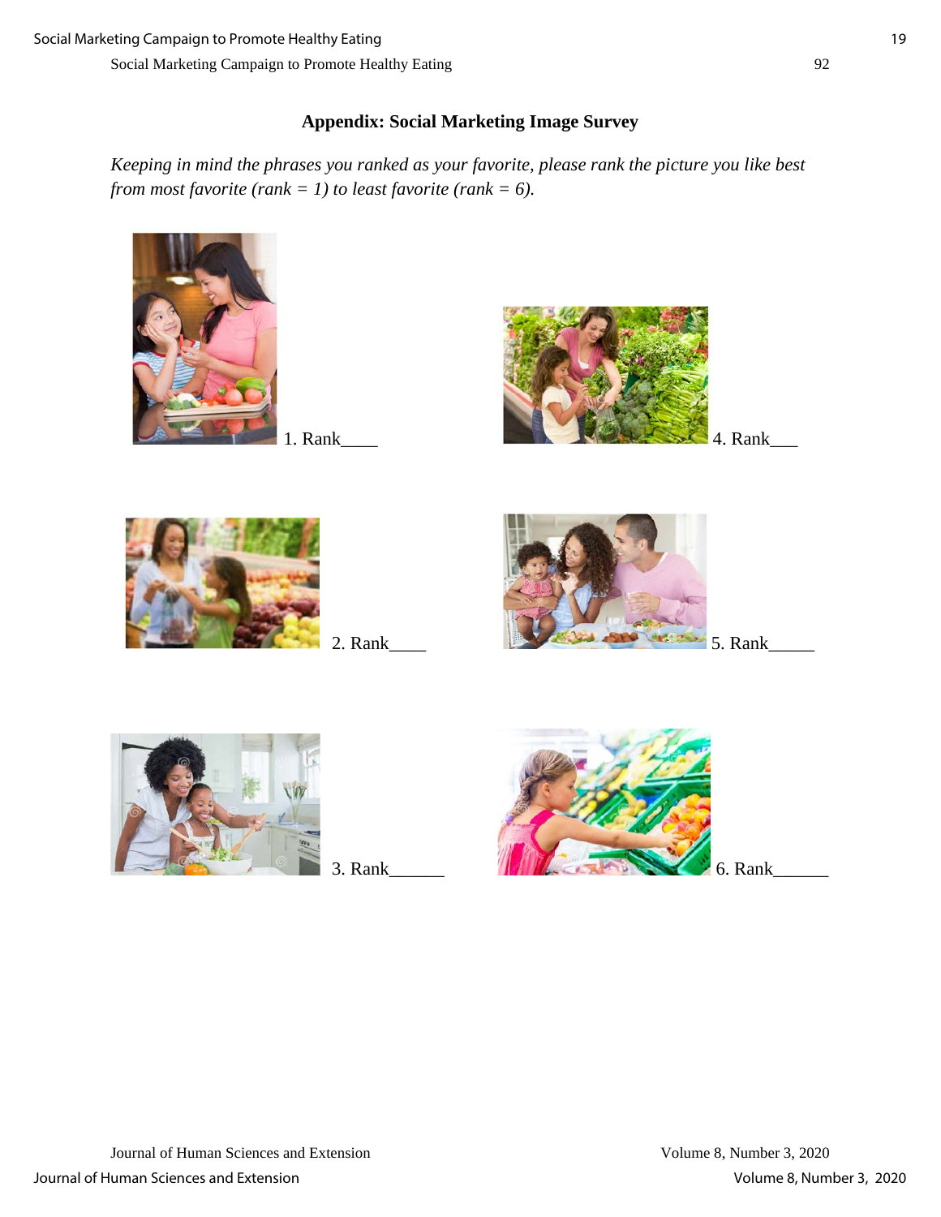## Appendix: Social Marketing Image Survey

*Keeping in mind the phrases you ranked as your favorite, please rank the picture you like best from most favorite (rank = 1) to least favorite (rank = 6).*

1. Rank____

4. Rank___

2. Rank____

5. Rank_____

3. Rank______

6. Rank______